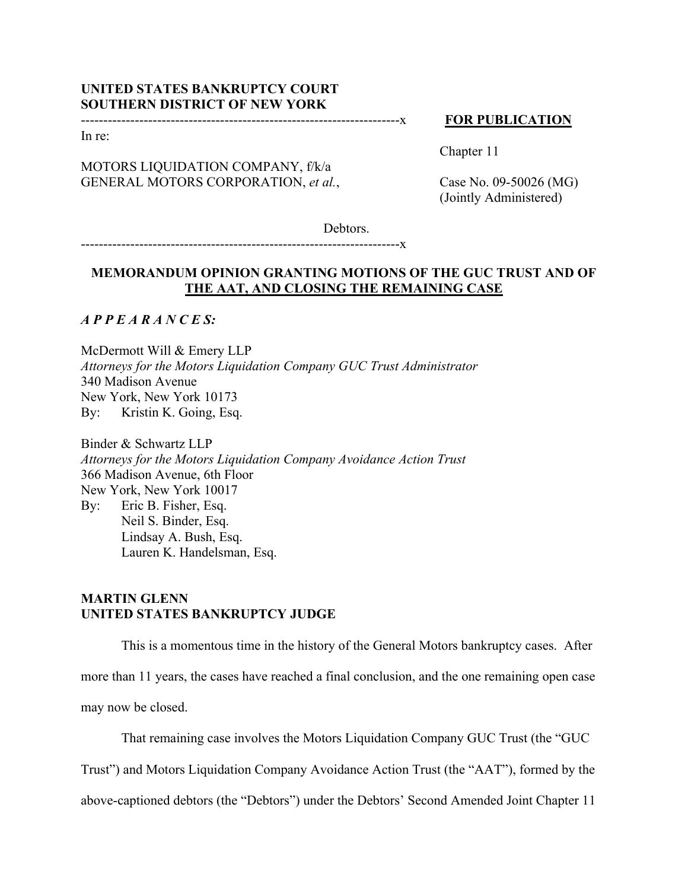**UNITED STATES BANKRUPTCY COURT**
**SOUTHERN DISTRICT OF NEW YORK**

**FOR PUBLICATION**

In re:

MOTORS LIQUIDATION COMPANY, f/k/a GENERAL MOTORS CORPORATION, *et al.*,

Debtors.

Chapter 11

Case No. 09-50026 (MG)
(Jointly Administered)

## MEMORANDUM OPINION GRANTING MOTIONS OF THE GUC TRUST AND OF THE AAT, AND CLOSING THE REMAINING CASE

***A P P E A R A N C E S:***

McDermott Will & Emery LLP
*Attorneys for the Motors Liquidation Company GUC Trust Administrator*
340 Madison Avenue
New York, New York 10173
By: Kristin K. Going, Esq.

Binder & Schwartz LLP
*Attorneys for the Motors Liquidation Company Avoidance Action Trust*
366 Madison Avenue, 6th Floor
New York, New York 10017
By: Eric B. Fisher, Esq.
Neil S. Binder, Esq.
Lindsay A. Bush, Esq.
Lauren K. Handelsman, Esq.

**MARTIN GLENN**
**UNITED STATES BANKRUPTCY JUDGE**

This is a momentous time in the history of the General Motors bankruptcy cases. After more than 11 years, the cases have reached a final conclusion, and the one remaining open case may now be closed.

That remaining case involves the Motors Liquidation Company GUC Trust (the "GUC Trust") and Motors Liquidation Company Avoidance Action Trust (the "AAT"), formed by the above-captioned debtors (the "Debtors") under the Debtors' Second Amended Joint Chapter 11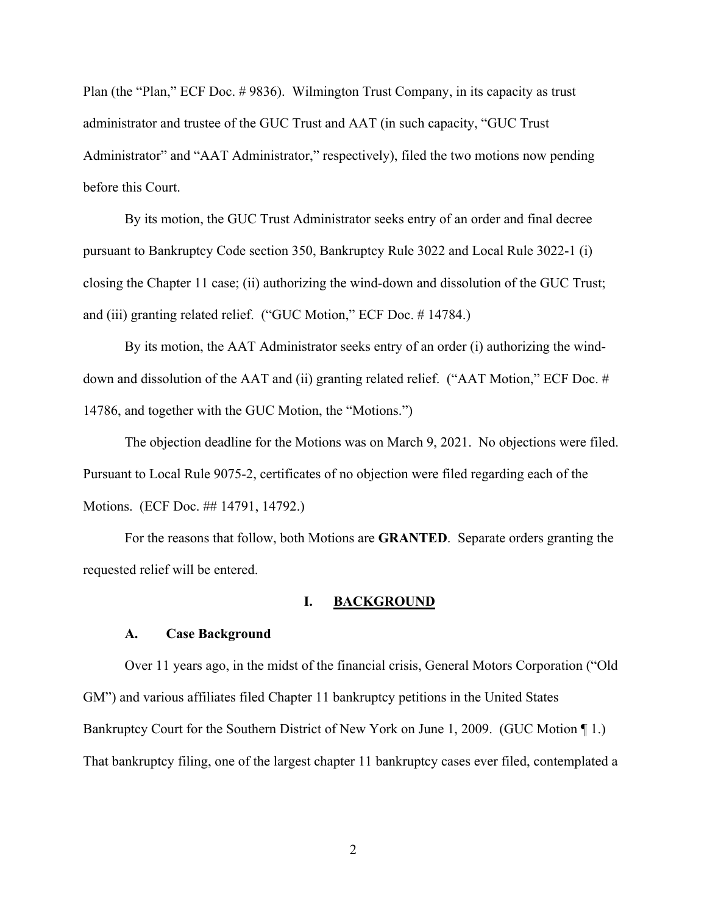Plan (the "Plan," ECF Doc. # 9836). Wilmington Trust Company, in its capacity as trust administrator and trustee of the GUC Trust and AAT (in such capacity, "GUC Trust Administrator" and "AAT Administrator," respectively), filed the two motions now pending before this Court.

By its motion, the GUC Trust Administrator seeks entry of an order and final decree pursuant to Bankruptcy Code section 350, Bankruptcy Rule 3022 and Local Rule 3022-1 (i) closing the Chapter 11 case; (ii) authorizing the wind-down and dissolution of the GUC Trust; and (iii) granting related relief. ("GUC Motion," ECF Doc. # 14784.)

By its motion, the AAT Administrator seeks entry of an order (i) authorizing the wind-down and dissolution of the AAT and (ii) granting related relief. ("AAT Motion," ECF Doc. # 14786, and together with the GUC Motion, the "Motions.")

The objection deadline for the Motions was on March 9, 2021. No objections were filed. Pursuant to Local Rule 9075-2, certificates of no objection were filed regarding each of the Motions. (ECF Doc. ## 14791, 14792.)

For the reasons that follow, both Motions are **GRANTED**. Separate orders granting the requested relief will be entered.

## I. BACKGROUND

### A. Case Background

Over 11 years ago, in the midst of the financial crisis, General Motors Corporation ("Old GM") and various affiliates filed Chapter 11 bankruptcy petitions in the United States Bankruptcy Court for the Southern District of New York on June 1, 2009. (GUC Motion ¶ 1.) That bankruptcy filing, one of the largest chapter 11 bankruptcy cases ever filed, contemplated a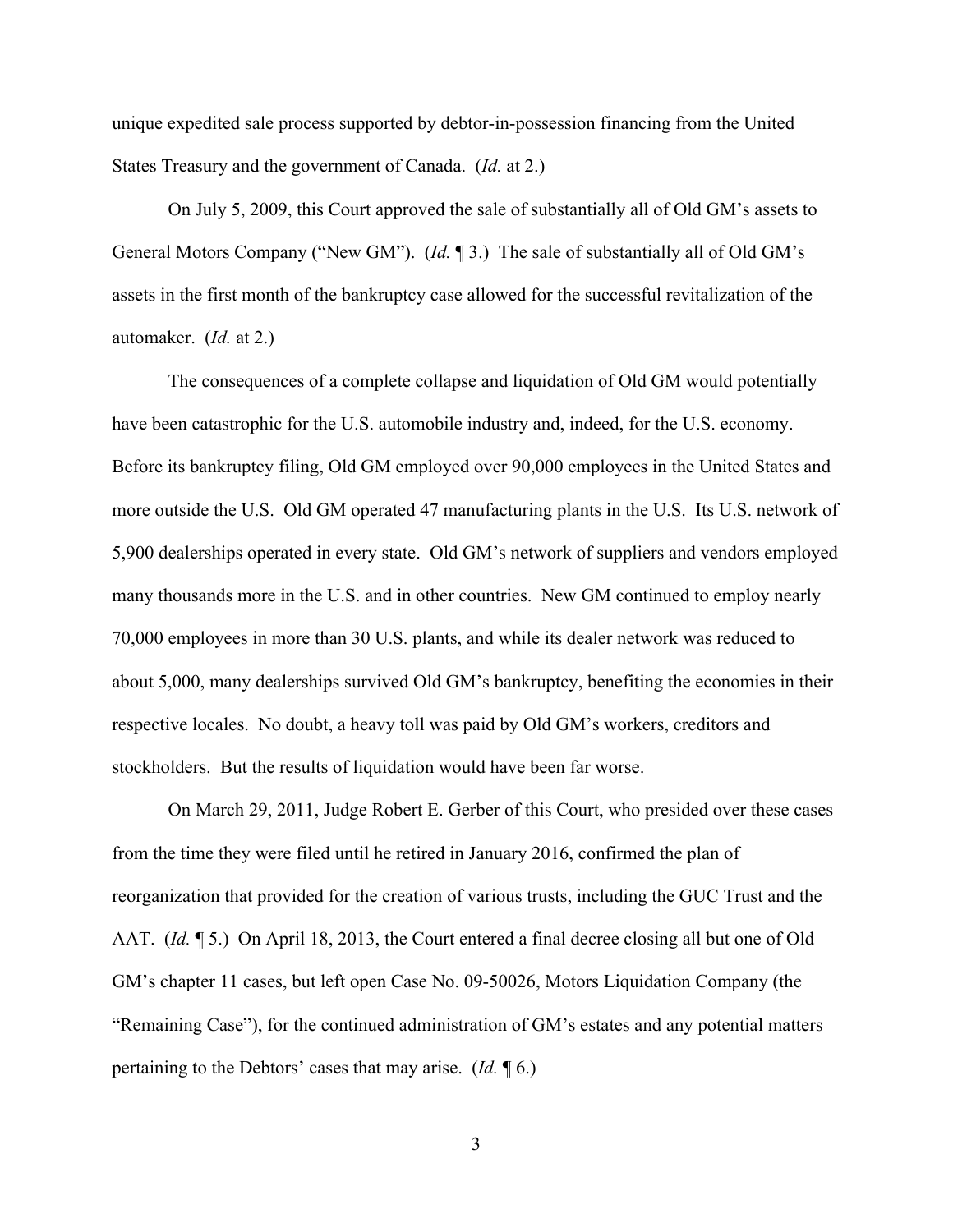unique expedited sale process supported by debtor-in-possession financing from the United States Treasury and the government of Canada. (*Id.* at 2.)

On July 5, 2009, this Court approved the sale of substantially all of Old GM's assets to General Motors Company ("New GM"). (*Id.* ¶ 3.) The sale of substantially all of Old GM's assets in the first month of the bankruptcy case allowed for the successful revitalization of the automaker. (*Id.* at 2.)

The consequences of a complete collapse and liquidation of Old GM would potentially have been catastrophic for the U.S. automobile industry and, indeed, for the U.S. economy. Before its bankruptcy filing, Old GM employed over 90,000 employees in the United States and more outside the U.S. Old GM operated 47 manufacturing plants in the U.S. Its U.S. network of 5,900 dealerships operated in every state. Old GM's network of suppliers and vendors employed many thousands more in the U.S. and in other countries. New GM continued to employ nearly 70,000 employees in more than 30 U.S. plants, and while its dealer network was reduced to about 5,000, many dealerships survived Old GM's bankruptcy, benefiting the economies in their respective locales. No doubt, a heavy toll was paid by Old GM's workers, creditors and stockholders. But the results of liquidation would have been far worse.

On March 29, 2011, Judge Robert E. Gerber of this Court, who presided over these cases from the time they were filed until he retired in January 2016, confirmed the plan of reorganization that provided for the creation of various trusts, including the GUC Trust and the AAT. (*Id.* ¶ 5.) On April 18, 2013, the Court entered a final decree closing all but one of Old GM's chapter 11 cases, but left open Case No. 09-50026, Motors Liquidation Company (the "Remaining Case"), for the continued administration of GM's estates and any potential matters pertaining to the Debtors' cases that may arise. (*Id.* ¶ 6.)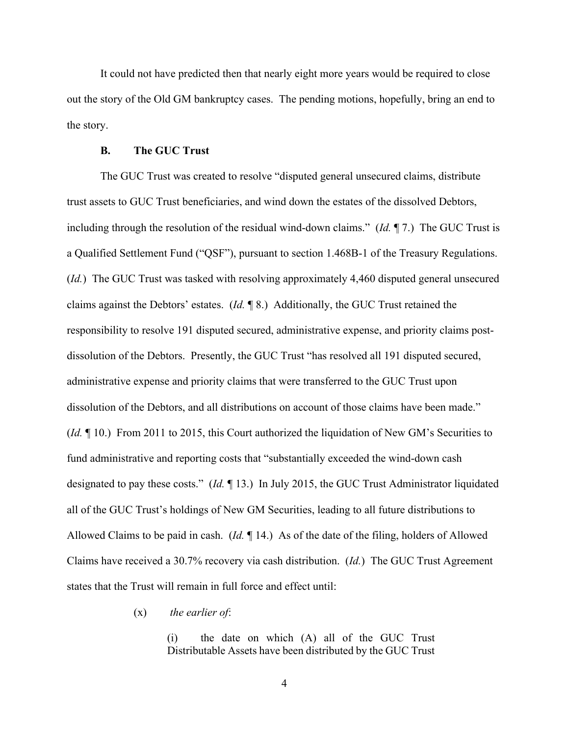It could not have predicted then that nearly eight more years would be required to close out the story of the Old GM bankruptcy cases. The pending motions, hopefully, bring an end to the story.

### B. The GUC Trust

The GUC Trust was created to resolve "disputed general unsecured claims, distribute trust assets to GUC Trust beneficiaries, and wind down the estates of the dissolved Debtors, including through the resolution of the residual wind-down claims." (*Id.* ¶ 7.) The GUC Trust is a Qualified Settlement Fund ("QSF"), pursuant to section 1.468B-1 of the Treasury Regulations. (*Id.*) The GUC Trust was tasked with resolving approximately 4,460 disputed general unsecured claims against the Debtors' estates. (*Id.* ¶ 8.) Additionally, the GUC Trust retained the responsibility to resolve 191 disputed secured, administrative expense, and priority claims post-dissolution of the Debtors. Presently, the GUC Trust "has resolved all 191 disputed secured, administrative expense and priority claims that were transferred to the GUC Trust upon dissolution of the Debtors, and all distributions on account of those claims have been made." (*Id.* ¶ 10.) From 2011 to 2015, this Court authorized the liquidation of New GM's Securities to fund administrative and reporting costs that "substantially exceeded the wind-down cash designated to pay these costs." (*Id.* ¶ 13.) In July 2015, the GUC Trust Administrator liquidated all of the GUC Trust's holdings of New GM Securities, leading to all future distributions to Allowed Claims to be paid in cash. (*Id.* ¶ 14.) As of the date of the filing, holders of Allowed Claims have received a 30.7% recovery via cash distribution. (*Id.*) The GUC Trust Agreement states that the Trust will remain in full force and effect until:

> (x) *the earlier of*:
>
> > (i) the date on which (A) all of the GUC Trust Distributable Assets have been distributed by the GUC Trust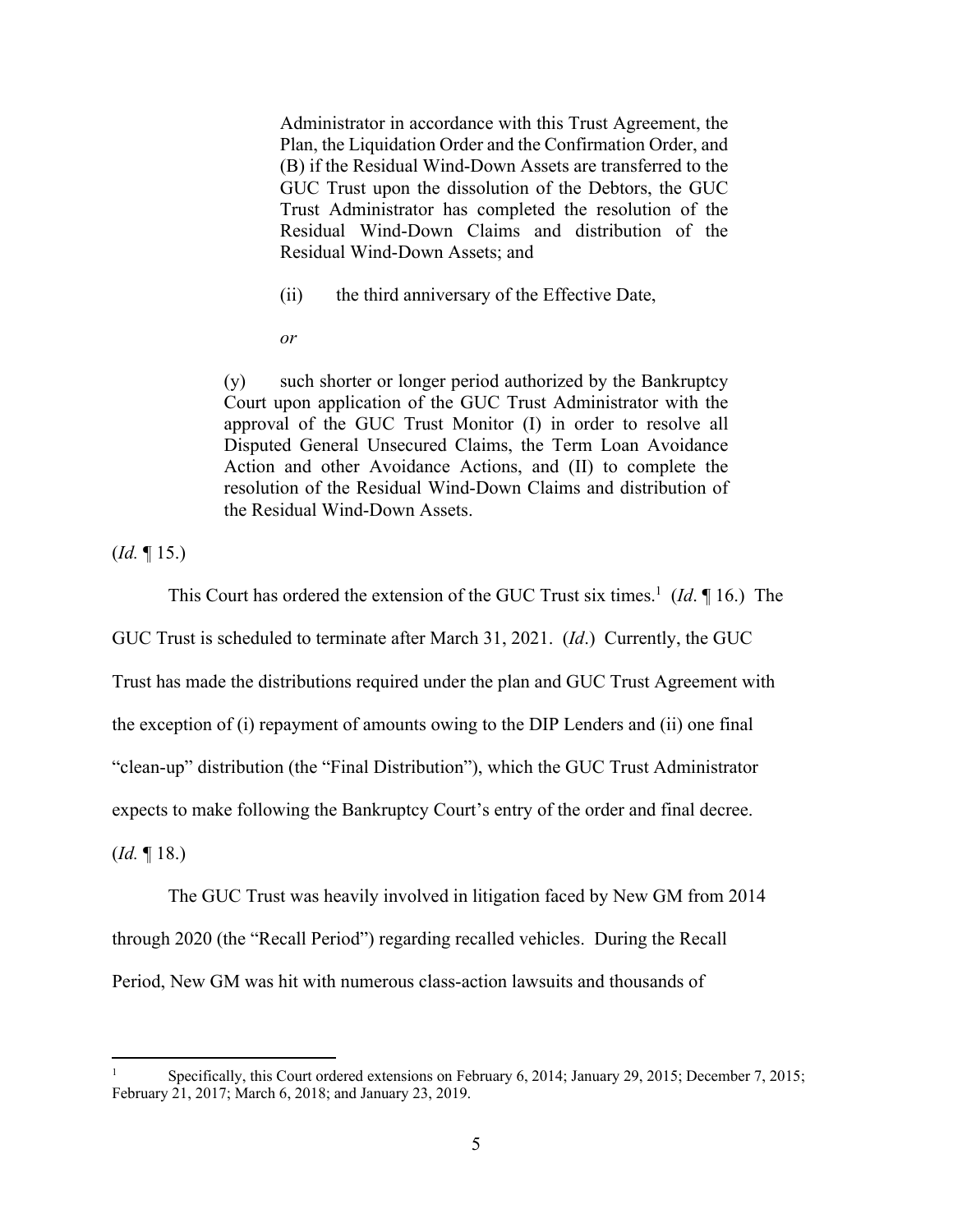> Administrator in accordance with this Trust Agreement, the Plan, the Liquidation Order and the Confirmation Order, and (B) if the Residual Wind-Down Assets are transferred to the GUC Trust upon the dissolution of the Debtors, the GUC Trust Administrator has completed the resolution of the Residual Wind-Down Claims and distribution of the Residual Wind-Down Assets; and
>
> (ii) the third anniversary of the Effective Date,
>
> *or*
>
> (y) such shorter or longer period authorized by the Bankruptcy Court upon application of the GUC Trust Administrator with the approval of the GUC Trust Monitor (I) in order to resolve all Disputed General Unsecured Claims, the Term Loan Avoidance Action and other Avoidance Actions, and (II) to complete the resolution of the Residual Wind-Down Claims and distribution of the Residual Wind-Down Assets.

(*Id.* ¶ 15.)

This Court has ordered the extension of the GUC Trust six times.[1] (*Id*. ¶ 16.) The GUC Trust is scheduled to terminate after March 31, 2021. (*Id*.) Currently, the GUC Trust has made the distributions required under the plan and GUC Trust Agreement with the exception of (i) repayment of amounts owing to the DIP Lenders and (ii) one final "clean-up" distribution (the "Final Distribution"), which the GUC Trust Administrator expects to make following the Bankruptcy Court's entry of the order and final decree. (*Id.* ¶ 18.)

The GUC Trust was heavily involved in litigation faced by New GM from 2014 through 2020 (the "Recall Period") regarding recalled vehicles. During the Recall Period, New GM was hit with numerous class-action lawsuits and thousands of

---

[1] Specifically, this Court ordered extensions on February 6, 2014; January 29, 2015; December 7, 2015; February 21, 2017; March 6, 2018; and January 23, 2019.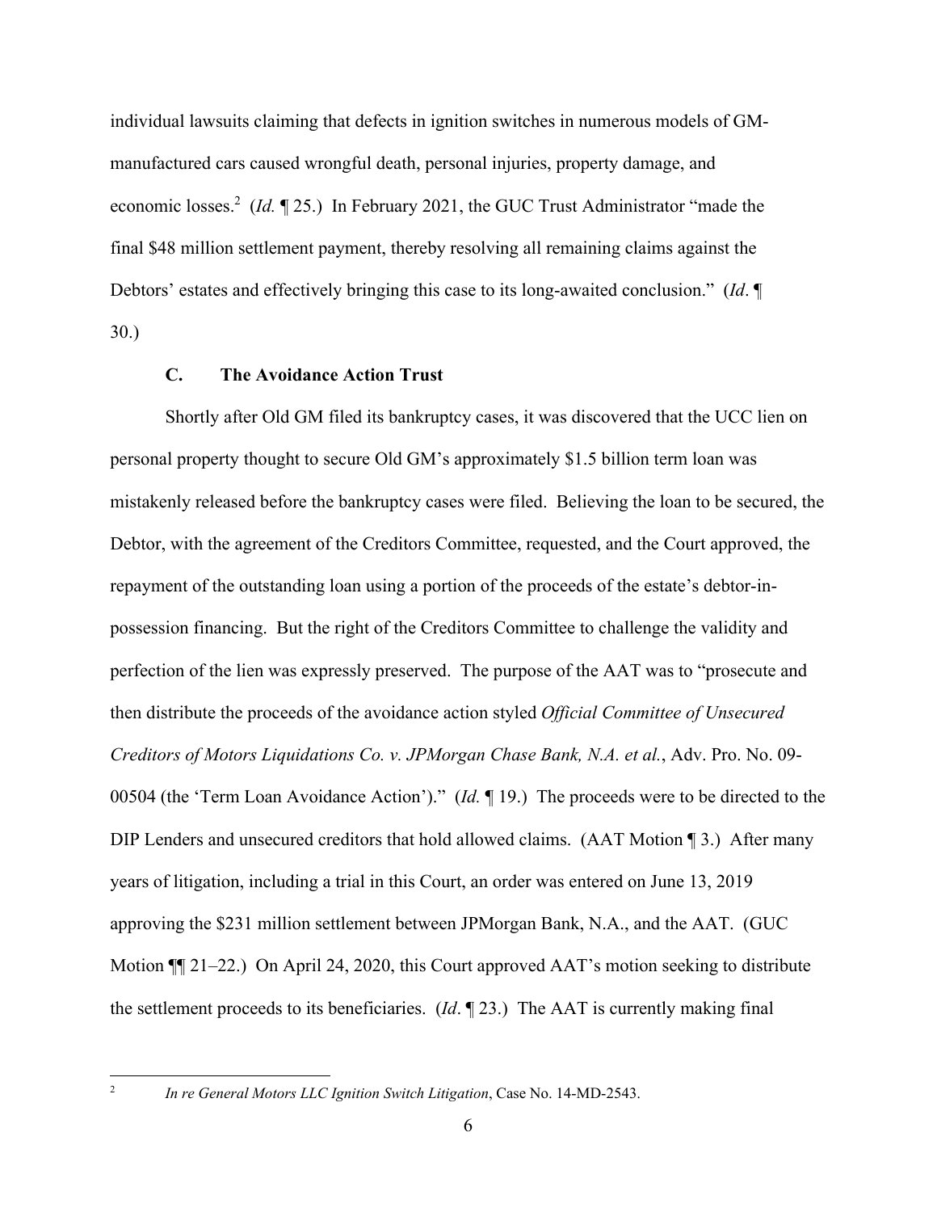individual lawsuits claiming that defects in ignition switches in numerous models of GM-manufactured cars caused wrongful death, personal injuries, property damage, and economic losses.[2] (*Id.* ¶ 25.) In February 2021, the GUC Trust Administrator "made the final $48 million settlement payment, thereby resolving all remaining claims against the Debtors' estates and effectively bringing this case to its long-awaited conclusion." (*Id*. ¶ 30.)

### C. The Avoidance Action Trust

Shortly after Old GM filed its bankruptcy cases, it was discovered that the UCC lien on personal property thought to secure Old GM's approximately $1.5 billion term loan was mistakenly released before the bankruptcy cases were filed. Believing the loan to be secured, the Debtor, with the agreement of the Creditors Committee, requested, and the Court approved, the repayment of the outstanding loan using a portion of the proceeds of the estate's debtor-in-possession financing. But the right of the Creditors Committee to challenge the validity and perfection of the lien was expressly preserved. The purpose of the AAT was to "prosecute and then distribute the proceeds of the avoidance action styled *Official Committee of Unsecured Creditors of Motors Liquidations Co. v. JPMorgan Chase Bank, N.A. et al.*, Adv. Pro. No. 09-00504 (the 'Term Loan Avoidance Action')." (*Id.* ¶ 19.) The proceeds were to be directed to the DIP Lenders and unsecured creditors that hold allowed claims. (AAT Motion ¶ 3.) After many years of litigation, including a trial in this Court, an order was entered on June 13, 2019 approving the $231 million settlement between JPMorgan Bank, N.A., and the AAT. (GUC Motion ¶¶ 21–22.) On April 24, 2020, this Court approved AAT's motion seeking to distribute the settlement proceeds to its beneficiaries. (*Id*. ¶ 23.) The AAT is currently making final

[2] *In re General Motors LLC Ignition Switch Litigation*, Case No. 14-MD-2543.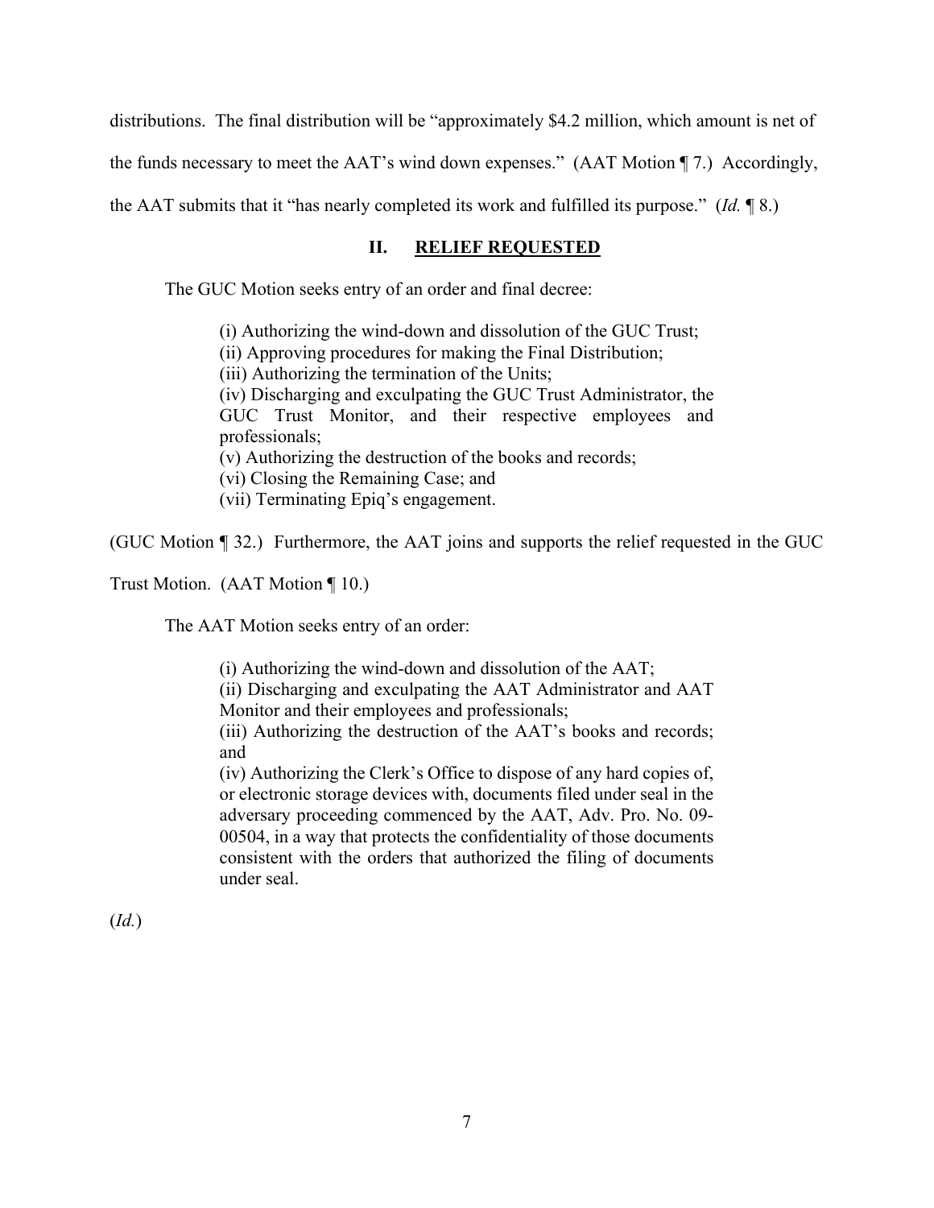distributions. The final distribution will be "approximately $4.2 million, which amount is net of the funds necessary to meet the AAT's wind down expenses." (AAT Motion ¶ 7.) Accordingly, the AAT submits that it "has nearly completed its work and fulfilled its purpose." (*Id.* ¶ 8.)

## II. RELIEF REQUESTED

The GUC Motion seeks entry of an order and final decree:

> (i) Authorizing the wind-down and dissolution of the GUC Trust;
> (ii) Approving procedures for making the Final Distribution;
> (iii) Authorizing the termination of the Units;
> (iv) Discharging and exculpating the GUC Trust Administrator, the GUC Trust Monitor, and their respective employees and professionals;
> (v) Authorizing the destruction of the books and records;
> (vi) Closing the Remaining Case; and
> (vii) Terminating Epiq's engagement.

(GUC Motion ¶ 32.) Furthermore, the AAT joins and supports the relief requested in the GUC Trust Motion. (AAT Motion ¶ 10.)

The AAT Motion seeks entry of an order:

> (i) Authorizing the wind-down and dissolution of the AAT;
> (ii) Discharging and exculpating the AAT Administrator and AAT Monitor and their employees and professionals;
> (iii) Authorizing the destruction of the AAT's books and records; and
> (iv) Authorizing the Clerk's Office to dispose of any hard copies of, or electronic storage devices with, documents filed under seal in the adversary proceeding commenced by the AAT, Adv. Pro. No. 09-00504, in a way that protects the confidentiality of those documents consistent with the orders that authorized the filing of documents under seal.

(*Id.*)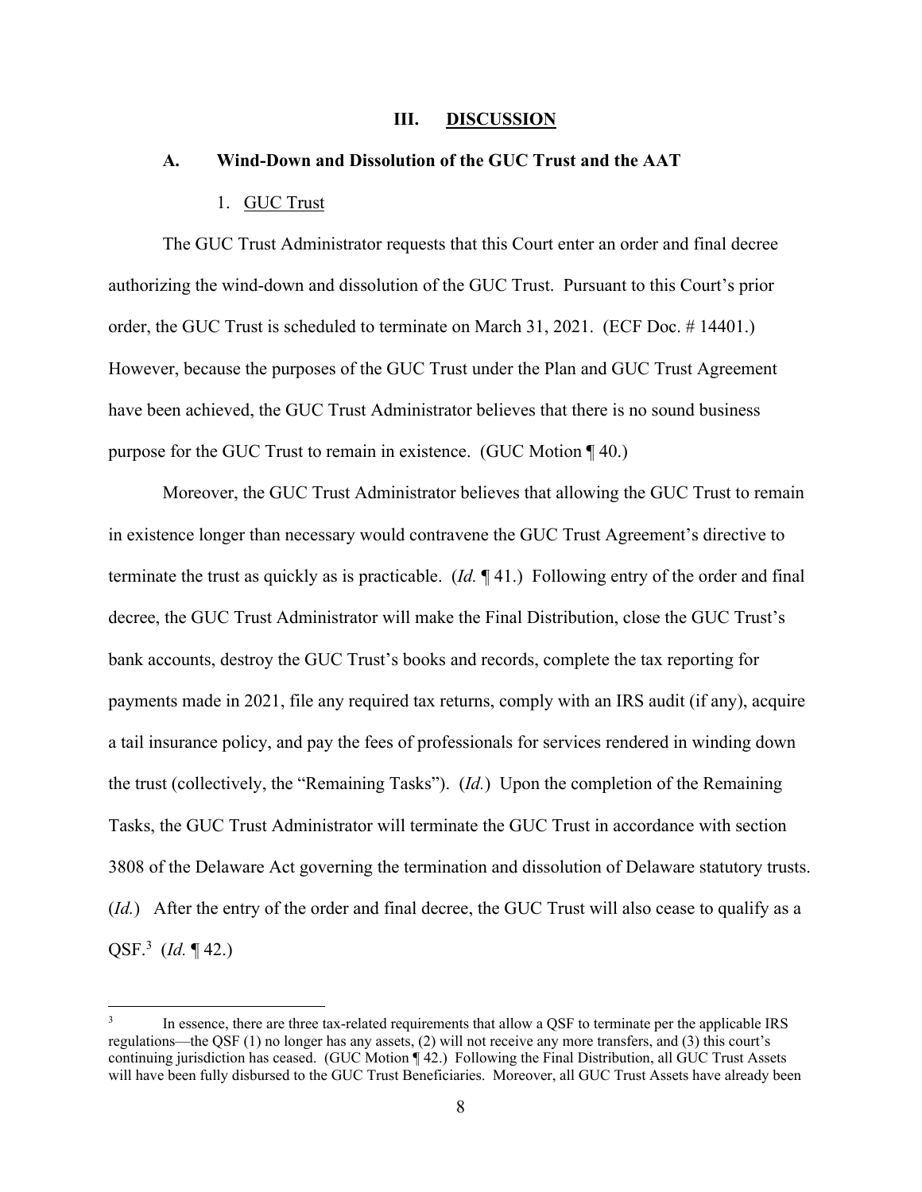## III. DISCUSSION

### A. Wind-Down and Dissolution of the GUC Trust and the AAT

#### 1. GUC Trust

The GUC Trust Administrator requests that this Court enter an order and final decree authorizing the wind-down and dissolution of the GUC Trust. Pursuant to this Court's prior order, the GUC Trust is scheduled to terminate on March 31, 2021. (ECF Doc. # 14401.) However, because the purposes of the GUC Trust under the Plan and GUC Trust Agreement have been achieved, the GUC Trust Administrator believes that there is no sound business purpose for the GUC Trust to remain in existence. (GUC Motion ¶ 40.)

Moreover, the GUC Trust Administrator believes that allowing the GUC Trust to remain in existence longer than necessary would contravene the GUC Trust Agreement's directive to terminate the trust as quickly as is practicable. (*Id.* ¶ 41.) Following entry of the order and final decree, the GUC Trust Administrator will make the Final Distribution, close the GUC Trust's bank accounts, destroy the GUC Trust's books and records, complete the tax reporting for payments made in 2021, file any required tax returns, comply with an IRS audit (if any), acquire a tail insurance policy, and pay the fees of professionals for services rendered in winding down the trust (collectively, the "Remaining Tasks"). (*Id.*) Upon the completion of the Remaining Tasks, the GUC Trust Administrator will terminate the GUC Trust in accordance with section 3808 of the Delaware Act governing the termination and dissolution of Delaware statutory trusts. (*Id.*) After the entry of the order and final decree, the GUC Trust will also cease to qualify as a QSF.[3] (*Id.* ¶ 42.)

---

[3] In essence, there are three tax-related requirements that allow a QSF to terminate per the applicable IRS regulations—the QSF (1) no longer has any assets, (2) will not receive any more transfers, and (3) this court's continuing jurisdiction has ceased. (GUC Motion ¶ 42.) Following the Final Distribution, all GUC Trust Assets will have been fully disbursed to the GUC Trust Beneficiaries. Moreover, all GUC Trust Assets have already been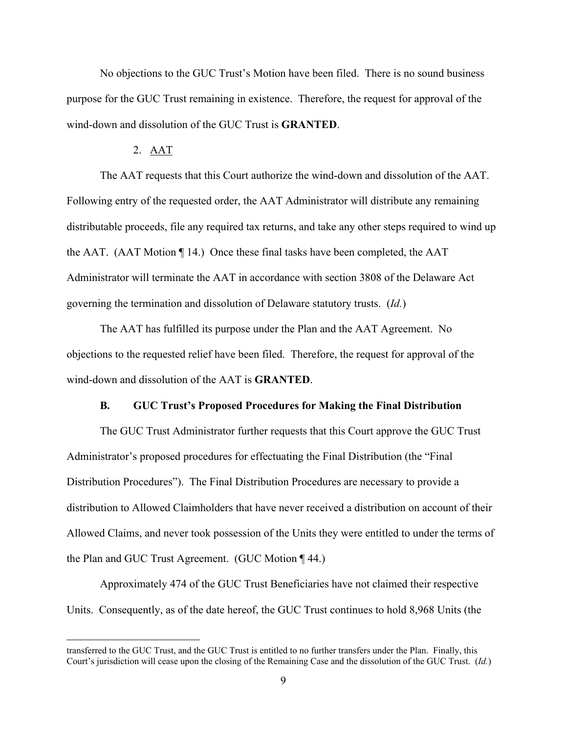No objections to the GUC Trust's Motion have been filed. There is no sound business purpose for the GUC Trust remaining in existence. Therefore, the request for approval of the wind-down and dissolution of the GUC Trust is **GRANTED**.

2. AAT

The AAT requests that this Court authorize the wind-down and dissolution of the AAT. Following entry of the requested order, the AAT Administrator will distribute any remaining distributable proceeds, file any required tax returns, and take any other steps required to wind up the AAT. (AAT Motion ¶ 14.) Once these final tasks have been completed, the AAT Administrator will terminate the AAT in accordance with section 3808 of the Delaware Act governing the termination and dissolution of Delaware statutory trusts. (*Id.*)

The AAT has fulfilled its purpose under the Plan and the AAT Agreement. No objections to the requested relief have been filed. Therefore, the request for approval of the wind-down and dissolution of the AAT is **GRANTED**.

**B. GUC Trust's Proposed Procedures for Making the Final Distribution**

The GUC Trust Administrator further requests that this Court approve the GUC Trust Administrator's proposed procedures for effectuating the Final Distribution (the "Final Distribution Procedures"). The Final Distribution Procedures are necessary to provide a distribution to Allowed Claimholders that have never received a distribution on account of their Allowed Claims, and never took possession of the Units they were entitled to under the terms of the Plan and GUC Trust Agreement. (GUC Motion ¶ 44.)

Approximately 474 of the GUC Trust Beneficiaries have not claimed their respective Units. Consequently, as of the date hereof, the GUC Trust continues to hold 8,968 Units (the

---

transferred to the GUC Trust, and the GUC Trust is entitled to no further transfers under the Plan. Finally, this Court's jurisdiction will cease upon the closing of the Remaining Case and the dissolution of the GUC Trust. (*Id.*)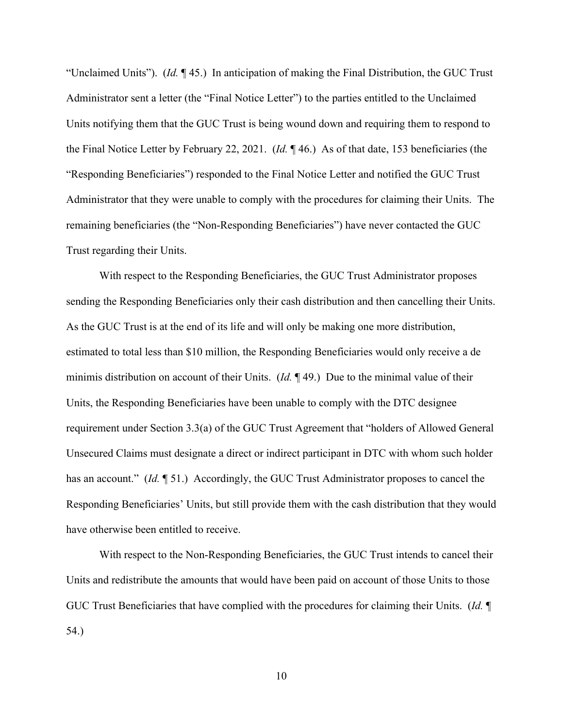"Unclaimed Units"). (*Id.* ¶ 45.) In anticipation of making the Final Distribution, the GUC Trust Administrator sent a letter (the "Final Notice Letter") to the parties entitled to the Unclaimed Units notifying them that the GUC Trust is being wound down and requiring them to respond to the Final Notice Letter by February 22, 2021. (*Id.* ¶ 46.) As of that date, 153 beneficiaries (the "Responding Beneficiaries") responded to the Final Notice Letter and notified the GUC Trust Administrator that they were unable to comply with the procedures for claiming their Units. The remaining beneficiaries (the "Non-Responding Beneficiaries") have never contacted the GUC Trust regarding their Units.

With respect to the Responding Beneficiaries, the GUC Trust Administrator proposes sending the Responding Beneficiaries only their cash distribution and then cancelling their Units. As the GUC Trust is at the end of its life and will only be making one more distribution, estimated to total less than $10 million, the Responding Beneficiaries would only receive a de minimis distribution on account of their Units. (*Id.* ¶ 49.) Due to the minimal value of their Units, the Responding Beneficiaries have been unable to comply with the DTC designee requirement under Section 3.3(a) of the GUC Trust Agreement that "holders of Allowed General Unsecured Claims must designate a direct or indirect participant in DTC with whom such holder has an account." (*Id.* ¶ 51.) Accordingly, the GUC Trust Administrator proposes to cancel the Responding Beneficiaries' Units, but still provide them with the cash distribution that they would have otherwise been entitled to receive.

With respect to the Non-Responding Beneficiaries, the GUC Trust intends to cancel their Units and redistribute the amounts that would have been paid on account of those Units to those GUC Trust Beneficiaries that have complied with the procedures for claiming their Units. (*Id.* ¶ 54.)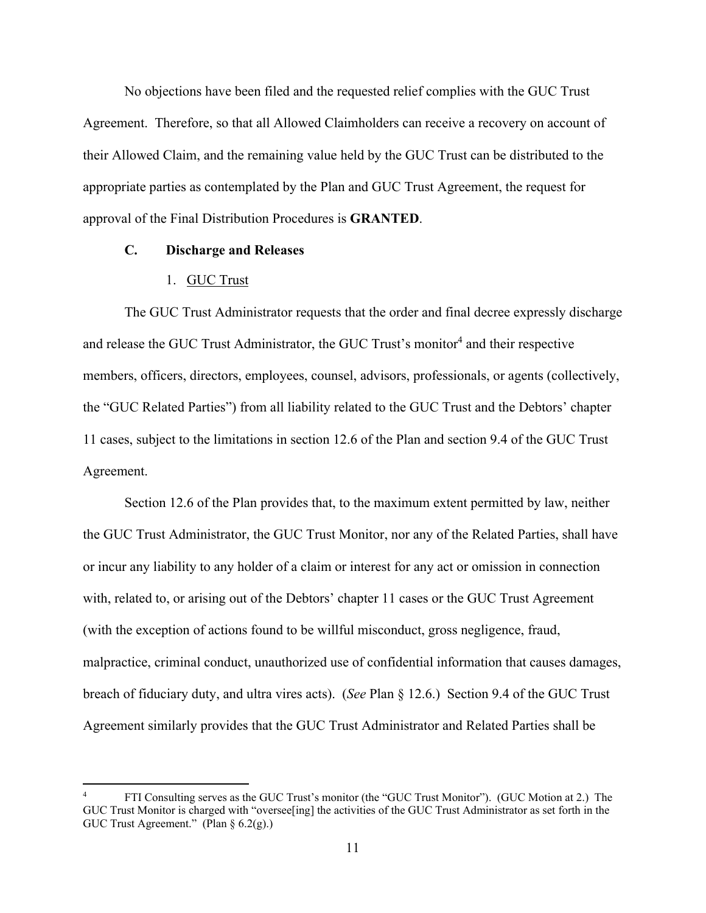No objections have been filed and the requested relief complies with the GUC Trust Agreement. Therefore, so that all Allowed Claimholders can receive a recovery on account of their Allowed Claim, and the remaining value held by the GUC Trust can be distributed to the appropriate parties as contemplated by the Plan and GUC Trust Agreement, the request for approval of the Final Distribution Procedures is **GRANTED**.

### C. Discharge and Releases

#### 1. GUC Trust

The GUC Trust Administrator requests that the order and final decree expressly discharge and release the GUC Trust Administrator, the GUC Trust's monitor[4] and their respective members, officers, directors, employees, counsel, advisors, professionals, or agents (collectively, the "GUC Related Parties") from all liability related to the GUC Trust and the Debtors' chapter 11 cases, subject to the limitations in section 12.6 of the Plan and section 9.4 of the GUC Trust Agreement.

Section 12.6 of the Plan provides that, to the maximum extent permitted by law, neither the GUC Trust Administrator, the GUC Trust Monitor, nor any of the Related Parties, shall have or incur any liability to any holder of a claim or interest for any act or omission in connection with, related to, or arising out of the Debtors' chapter 11 cases or the GUC Trust Agreement (with the exception of actions found to be willful misconduct, gross negligence, fraud, malpractice, criminal conduct, unauthorized use of confidential information that causes damages, breach of fiduciary duty, and ultra vires acts). (*See* Plan § 12.6.) Section 9.4 of the GUC Trust Agreement similarly provides that the GUC Trust Administrator and Related Parties shall be

---

[4] FTI Consulting serves as the GUC Trust's monitor (the "GUC Trust Monitor"). (GUC Motion at 2.) The GUC Trust Monitor is charged with "oversee[ing] the activities of the GUC Trust Administrator as set forth in the GUC Trust Agreement." (Plan § 6.2(g).)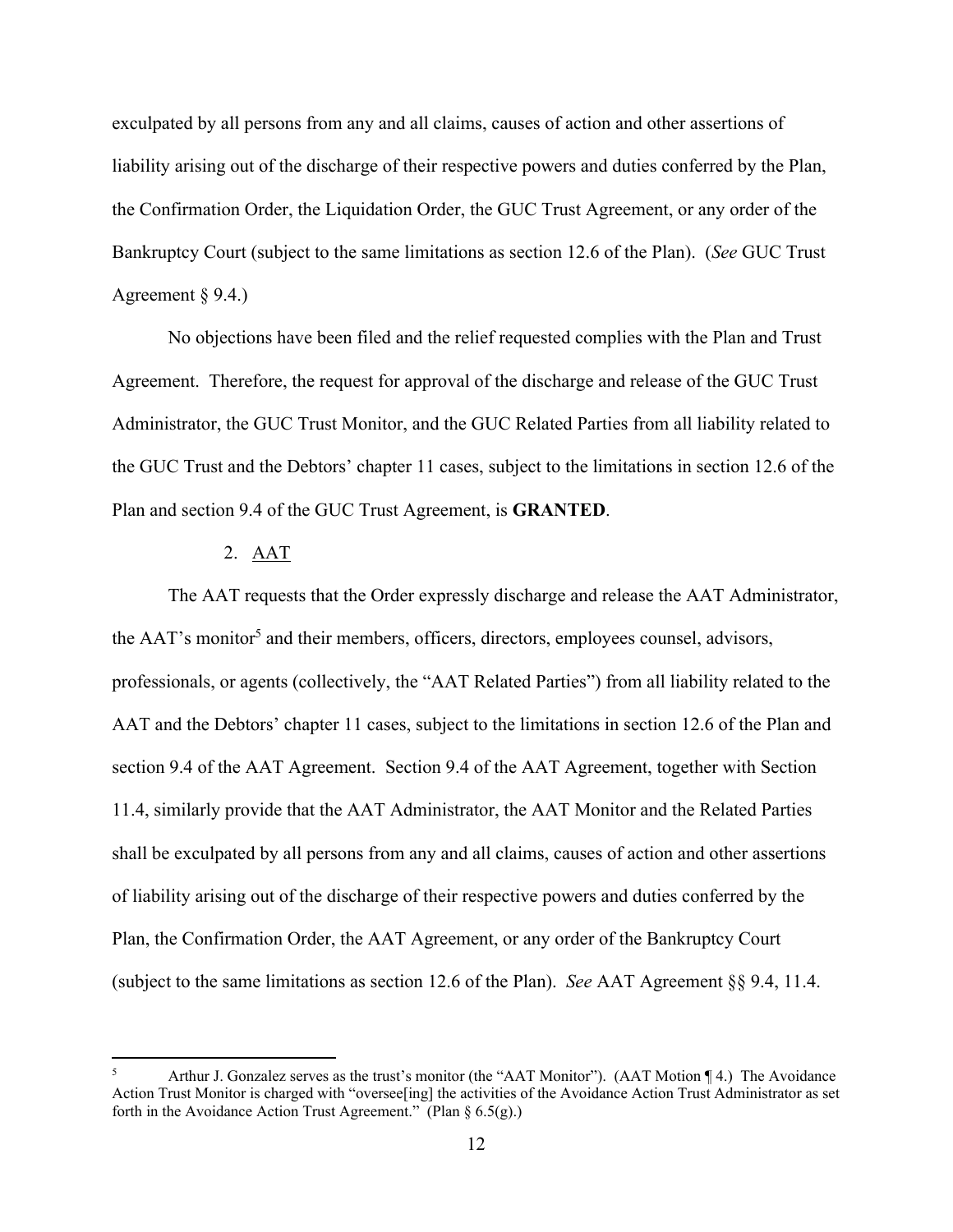exculpated by all persons from any and all claims, causes of action and other assertions of liability arising out of the discharge of their respective powers and duties conferred by the Plan, the Confirmation Order, the Liquidation Order, the GUC Trust Agreement, or any order of the Bankruptcy Court (subject to the same limitations as section 12.6 of the Plan). (*See* GUC Trust Agreement § 9.4.)

No objections have been filed and the relief requested complies with the Plan and Trust Agreement. Therefore, the request for approval of the discharge and release of the GUC Trust Administrator, the GUC Trust Monitor, and the GUC Related Parties from all liability related to the GUC Trust and the Debtors' chapter 11 cases, subject to the limitations in section 12.6 of the Plan and section 9.4 of the GUC Trust Agreement, is **GRANTED**.

2. AAT

The AAT requests that the Order expressly discharge and release the AAT Administrator, the AAT's monitor[5] and their members, officers, directors, employees counsel, advisors, professionals, or agents (collectively, the "AAT Related Parties") from all liability related to the AAT and the Debtors' chapter 11 cases, subject to the limitations in section 12.6 of the Plan and section 9.4 of the AAT Agreement. Section 9.4 of the AAT Agreement, together with Section 11.4, similarly provide that the AAT Administrator, the AAT Monitor and the Related Parties shall be exculpated by all persons from any and all claims, causes of action and other assertions of liability arising out of the discharge of their respective powers and duties conferred by the Plan, the Confirmation Order, the AAT Agreement, or any order of the Bankruptcy Court (subject to the same limitations as section 12.6 of the Plan). *See* AAT Agreement §§ 9.4, 11.4.

---

[5] Arthur J. Gonzalez serves as the trust's monitor (the "AAT Monitor"). (AAT Motion ¶ 4.) The Avoidance Action Trust Monitor is charged with "oversee[ing] the activities of the Avoidance Action Trust Administrator as set forth in the Avoidance Action Trust Agreement." (Plan § 6.5(g).)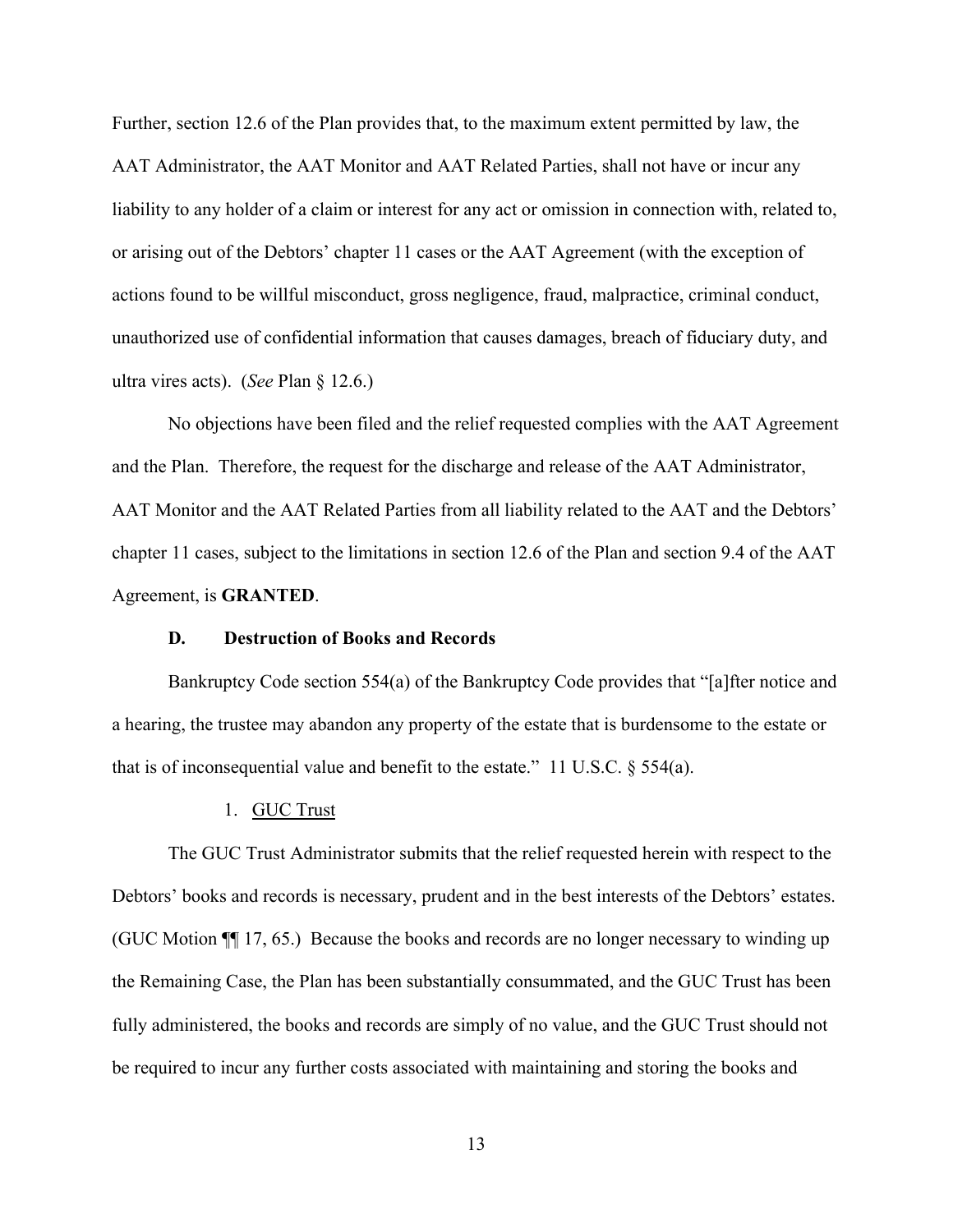Further, section 12.6 of the Plan provides that, to the maximum extent permitted by law, the AAT Administrator, the AAT Monitor and AAT Related Parties, shall not have or incur any liability to any holder of a claim or interest for any act or omission in connection with, related to, or arising out of the Debtors' chapter 11 cases or the AAT Agreement (with the exception of actions found to be willful misconduct, gross negligence, fraud, malpractice, criminal conduct, unauthorized use of confidential information that causes damages, breach of fiduciary duty, and ultra vires acts). (*See* Plan § 12.6.)

No objections have been filed and the relief requested complies with the AAT Agreement and the Plan. Therefore, the request for the discharge and release of the AAT Administrator, AAT Monitor and the AAT Related Parties from all liability related to the AAT and the Debtors' chapter 11 cases, subject to the limitations in section 12.6 of the Plan and section 9.4 of the AAT Agreement, is **GRANTED**.

### D. Destruction of Books and Records

Bankruptcy Code section 554(a) of the Bankruptcy Code provides that "[a]fter notice and a hearing, the trustee may abandon any property of the estate that is burdensome to the estate or that is of inconsequential value and benefit to the estate." 11 U.S.C. § 554(a).

#### 1. GUC Trust

The GUC Trust Administrator submits that the relief requested herein with respect to the Debtors' books and records is necessary, prudent and in the best interests of the Debtors' estates. (GUC Motion ¶¶ 17, 65.) Because the books and records are no longer necessary to winding up the Remaining Case, the Plan has been substantially consummated, and the GUC Trust has been fully administered, the books and records are simply of no value, and the GUC Trust should not be required to incur any further costs associated with maintaining and storing the books and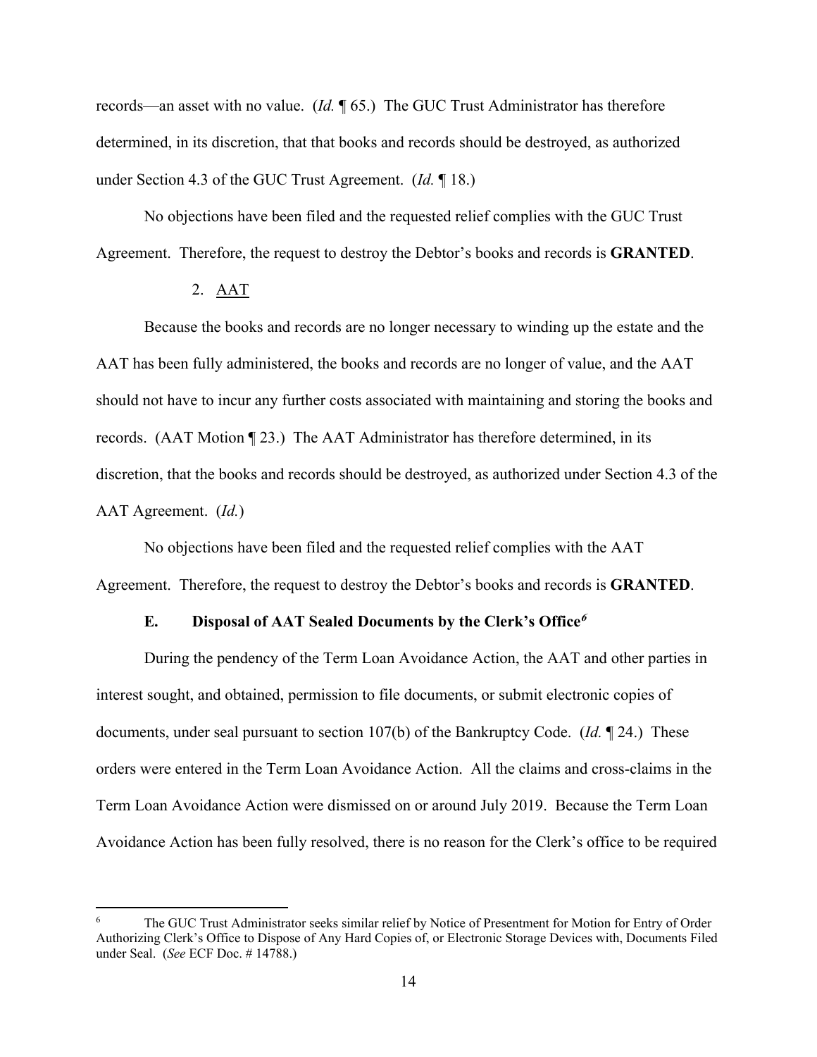records—an asset with no value. (*Id.* ¶ 65.) The GUC Trust Administrator has therefore determined, in its discretion, that that books and records should be destroyed, as authorized under Section 4.3 of the GUC Trust Agreement. (*Id.* ¶ 18.)

No objections have been filed and the requested relief complies with the GUC Trust Agreement. Therefore, the request to destroy the Debtor's books and records is **GRANTED**.

2. <u>AAT</u>

Because the books and records are no longer necessary to winding up the estate and the AAT has been fully administered, the books and records are no longer of value, and the AAT should not have to incur any further costs associated with maintaining and storing the books and records. (AAT Motion ¶ 23.) The AAT Administrator has therefore determined, in its discretion, that the books and records should be destroyed, as authorized under Section 4.3 of the AAT Agreement. (*Id.*)

No objections have been filed and the requested relief complies with the AAT Agreement. Therefore, the request to destroy the Debtor's books and records is **GRANTED**.

### E. Disposal of AAT Sealed Documents by the Clerk's Office[6]

During the pendency of the Term Loan Avoidance Action, the AAT and other parties in interest sought, and obtained, permission to file documents, or submit electronic copies of documents, under seal pursuant to section 107(b) of the Bankruptcy Code. (*Id.* ¶ 24.) These orders were entered in the Term Loan Avoidance Action. All the claims and cross-claims in the Term Loan Avoidance Action were dismissed on or around July 2019. Because the Term Loan Avoidance Action has been fully resolved, there is no reason for the Clerk's office to be required

---

[6] The GUC Trust Administrator seeks similar relief by Notice of Presentment for Motion for Entry of Order Authorizing Clerk's Office to Dispose of Any Hard Copies of, or Electronic Storage Devices with, Documents Filed under Seal. (*See* ECF Doc. # 14788.)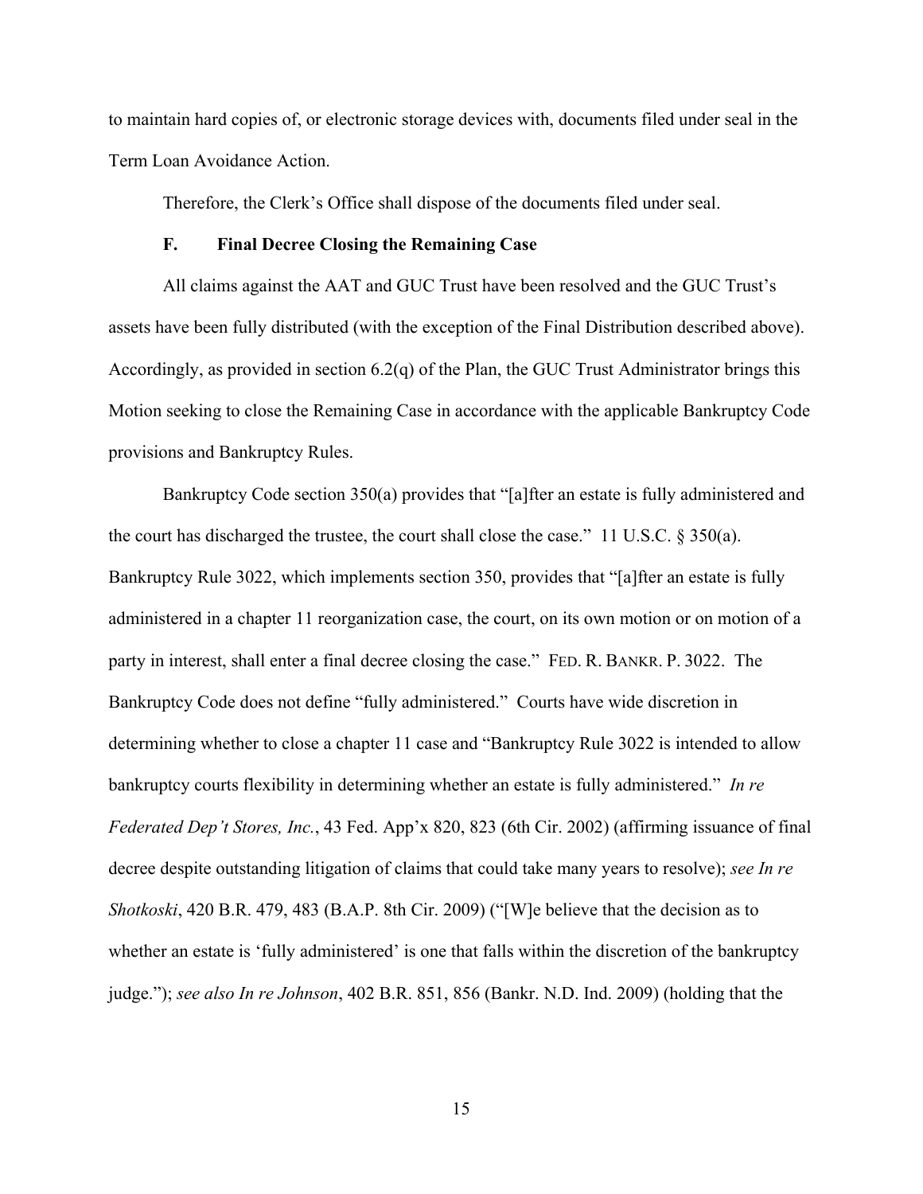to maintain hard copies of, or electronic storage devices with, documents filed under seal in the Term Loan Avoidance Action.

Therefore, the Clerk's Office shall dispose of the documents filed under seal.

### F. Final Decree Closing the Remaining Case

All claims against the AAT and GUC Trust have been resolved and the GUC Trust's assets have been fully distributed (with the exception of the Final Distribution described above). Accordingly, as provided in section 6.2(q) of the Plan, the GUC Trust Administrator brings this Motion seeking to close the Remaining Case in accordance with the applicable Bankruptcy Code provisions and Bankruptcy Rules.

Bankruptcy Code section 350(a) provides that "[a]fter an estate is fully administered and the court has discharged the trustee, the court shall close the case." 11 U.S.C. § 350(a). Bankruptcy Rule 3022, which implements section 350, provides that "[a]fter an estate is fully administered in a chapter 11 reorganization case, the court, on its own motion or on motion of a party in interest, shall enter a final decree closing the case." FED. R. BANKR. P. 3022. The Bankruptcy Code does not define "fully administered." Courts have wide discretion in determining whether to close a chapter 11 case and "Bankruptcy Rule 3022 is intended to allow bankruptcy courts flexibility in determining whether an estate is fully administered." *In re Federated Dep't Stores, Inc.*, 43 Fed. App'x 820, 823 (6th Cir. 2002) (affirming issuance of final decree despite outstanding litigation of claims that could take many years to resolve); *see In re Shotkoski*, 420 B.R. 479, 483 (B.A.P. 8th Cir. 2009) ("[W]e believe that the decision as to whether an estate is 'fully administered' is one that falls within the discretion of the bankruptcy judge."); *see also In re Johnson*, 402 B.R. 851, 856 (Bankr. N.D. Ind. 2009) (holding that the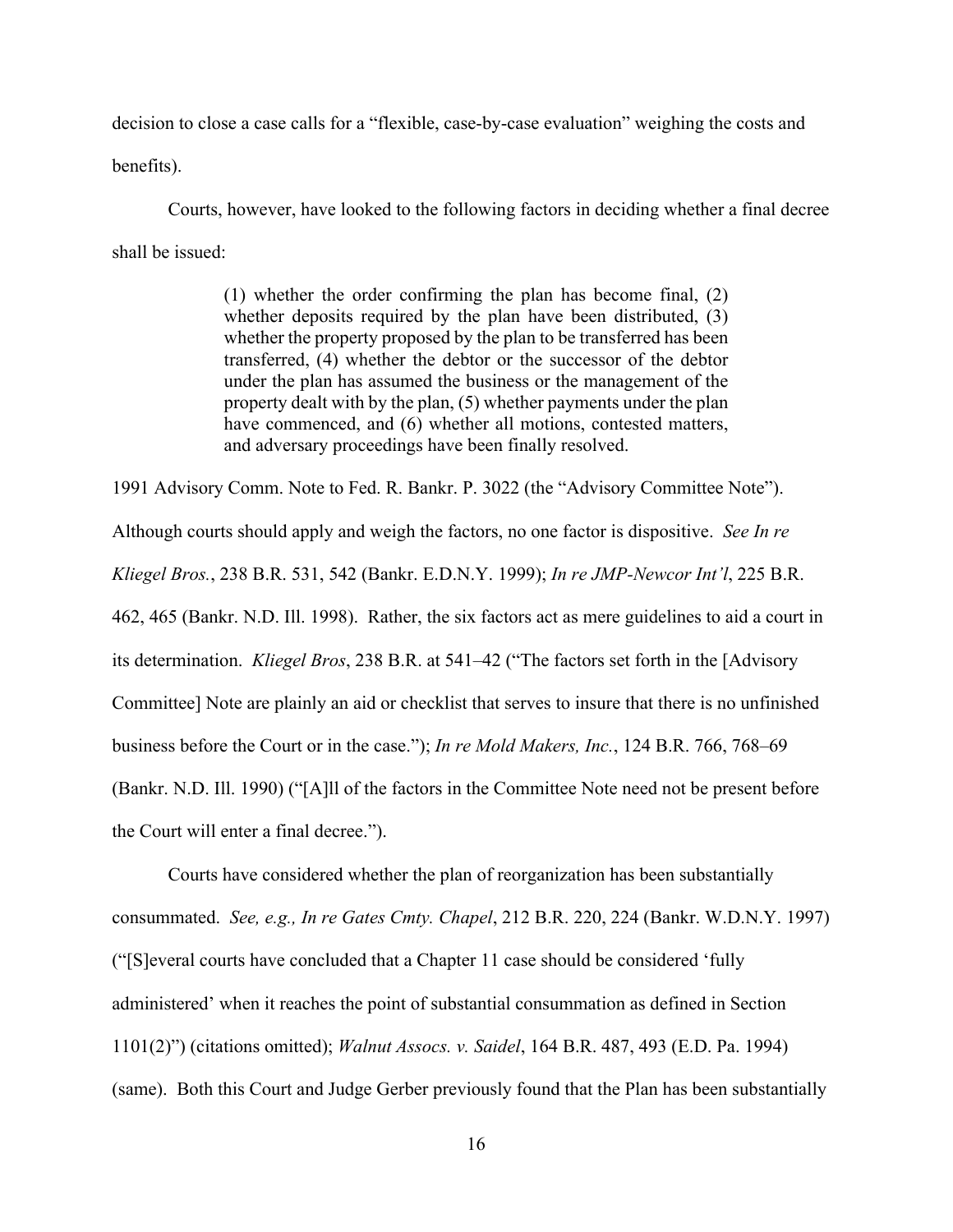decision to close a case calls for a "flexible, case-by-case evaluation" weighing the costs and benefits).

Courts, however, have looked to the following factors in deciding whether a final decree shall be issued:

> (1) whether the order confirming the plan has become final, (2) whether deposits required by the plan have been distributed, (3) whether the property proposed by the plan to be transferred has been transferred, (4) whether the debtor or the successor of the debtor under the plan has assumed the business or the management of the property dealt with by the plan, (5) whether payments under the plan have commenced, and (6) whether all motions, contested matters, and adversary proceedings have been finally resolved.

1991 Advisory Comm. Note to Fed. R. Bankr. P. 3022 (the "Advisory Committee Note"). Although courts should apply and weigh the factors, no one factor is dispositive. *See In re Kliegel Bros.*, 238 B.R. 531, 542 (Bankr. E.D.N.Y. 1999); *In re JMP-Newcor Int'l*, 225 B.R. 462, 465 (Bankr. N.D. Ill. 1998). Rather, the six factors act as mere guidelines to aid a court in its determination. *Kliegel Bros*, 238 B.R. at 541–42 ("The factors set forth in the [Advisory Committee] Note are plainly an aid or checklist that serves to insure that there is no unfinished business before the Court or in the case."); *In re Mold Makers, Inc.*, 124 B.R. 766, 768–69 (Bankr. N.D. Ill. 1990) ("[A]ll of the factors in the Committee Note need not be present before the Court will enter a final decree.").

Courts have considered whether the plan of reorganization has been substantially consummated. *See, e.g., In re Gates Cmty. Chapel*, 212 B.R. 220, 224 (Bankr. W.D.N.Y. 1997) ("[S]everal courts have concluded that a Chapter 11 case should be considered 'fully administered' when it reaches the point of substantial consummation as defined in Section 1101(2)") (citations omitted); *Walnut Assocs. v. Saidel*, 164 B.R. 487, 493 (E.D. Pa. 1994) (same). Both this Court and Judge Gerber previously found that the Plan has been substantially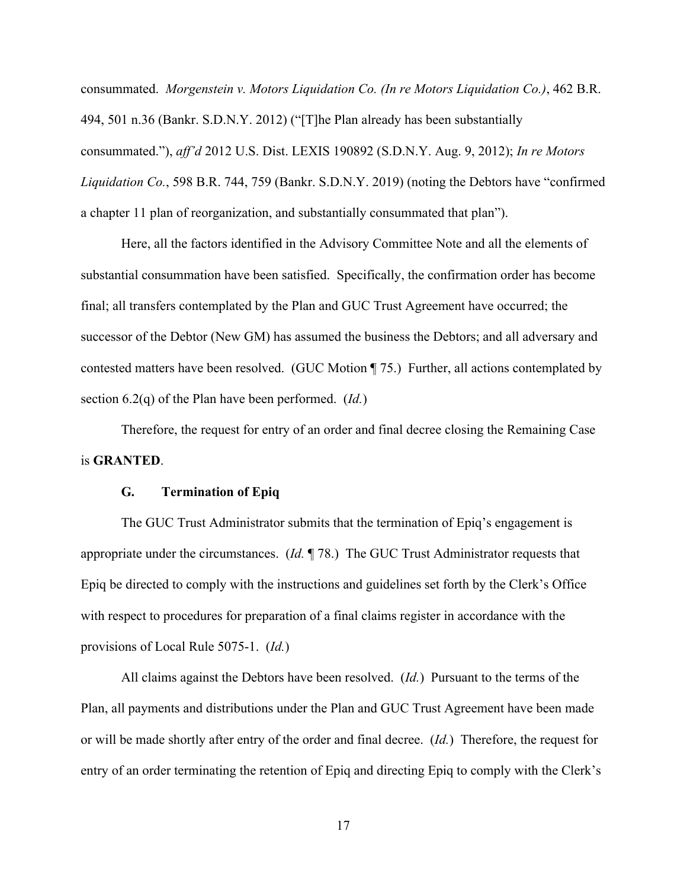consummated. *Morgenstein v. Motors Liquidation Co. (In re Motors Liquidation Co.)*, 462 B.R. 494, 501 n.36 (Bankr. S.D.N.Y. 2012) ("[T]he Plan already has been substantially consummated."), *aff'd* 2012 U.S. Dist. LEXIS 190892 (S.D.N.Y. Aug. 9, 2012); *In re Motors Liquidation Co.*, 598 B.R. 744, 759 (Bankr. S.D.N.Y. 2019) (noting the Debtors have "confirmed a chapter 11 plan of reorganization, and substantially consummated that plan").

Here, all the factors identified in the Advisory Committee Note and all the elements of substantial consummation have been satisfied. Specifically, the confirmation order has become final; all transfers contemplated by the Plan and GUC Trust Agreement have occurred; the successor of the Debtor (New GM) has assumed the business the Debtors; and all adversary and contested matters have been resolved. (GUC Motion ¶ 75.) Further, all actions contemplated by section 6.2(q) of the Plan have been performed. (*Id.*)

Therefore, the request for entry of an order and final decree closing the Remaining Case is **GRANTED**.

### G. Termination of Epiq

The GUC Trust Administrator submits that the termination of Epiq's engagement is appropriate under the circumstances. (*Id.* ¶ 78.) The GUC Trust Administrator requests that Epiq be directed to comply with the instructions and guidelines set forth by the Clerk's Office with respect to procedures for preparation of a final claims register in accordance with the provisions of Local Rule 5075-1. (*Id.*)

All claims against the Debtors have been resolved. (*Id.*) Pursuant to the terms of the Plan, all payments and distributions under the Plan and GUC Trust Agreement have been made or will be made shortly after entry of the order and final decree. (*Id.*) Therefore, the request for entry of an order terminating the retention of Epiq and directing Epiq to comply with the Clerk's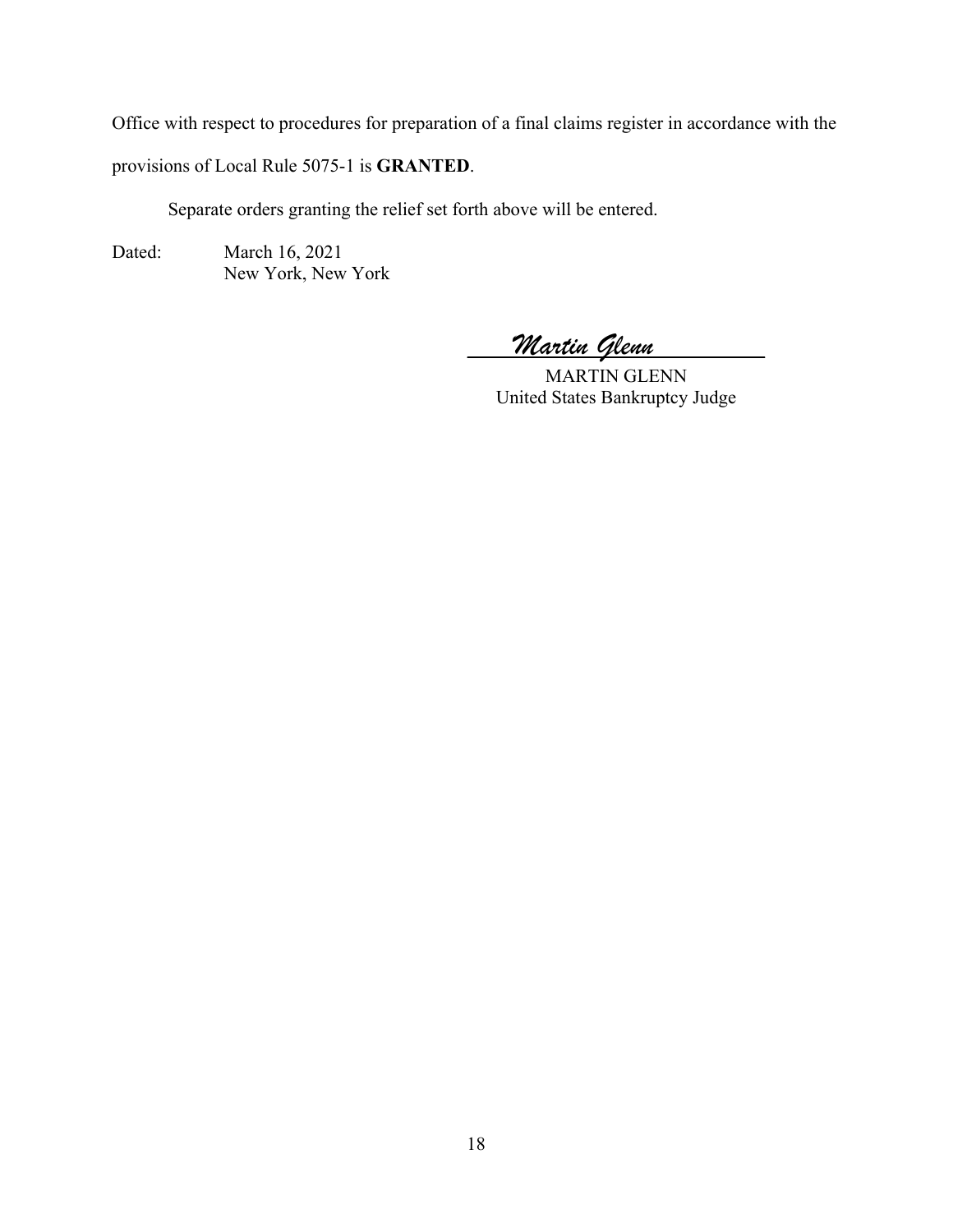Office with respect to procedures for preparation of a final claims register in accordance with the provisions of Local Rule 5075-1 is **GRANTED**.

Separate orders granting the relief set forth above will be entered.

Dated: March 16, 2021
New York, New York

*Martin Glenn*

MARTIN GLENN
United States Bankruptcy Judge